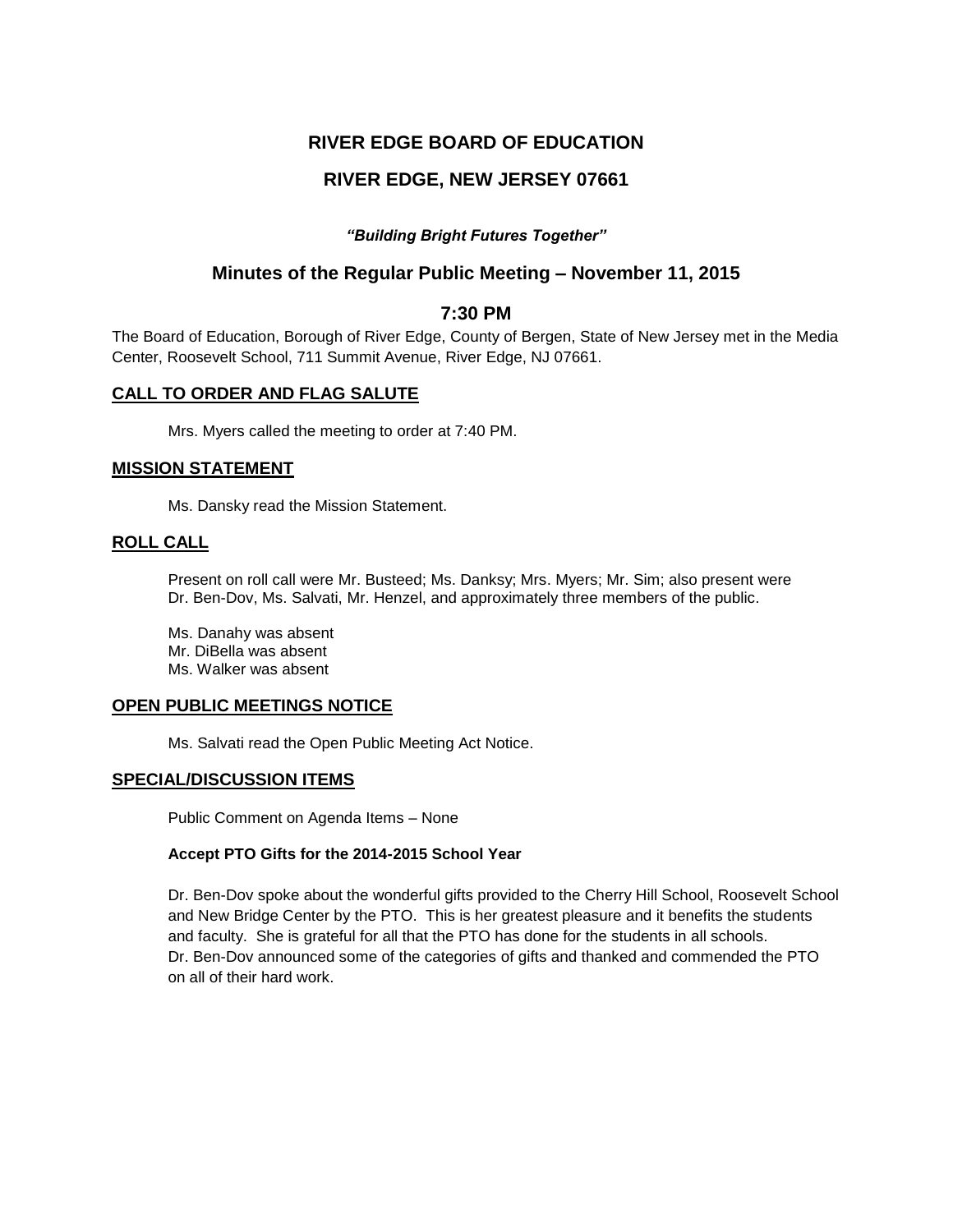# RIVER EDGE BOARD OF EDUCATION

## RIVER EDGE, NEW JERSEY 07661

***"Building Bright Futures Together"***

## Minutes of the Regular Public Meeting – November 11, 2015

## 7:30 PM

The Board of Education, Borough of River Edge, County of Bergen, State of New Jersey met in the Media Center, Roosevelt School, 711 Summit Avenue, River Edge, NJ 07661.

### CALL TO ORDER AND FLAG SALUTE

Mrs. Myers called the meeting to order at 7:40 PM.

### MISSION STATEMENT

Ms. Dansky read the Mission Statement.

### ROLL CALL

Present on roll call were Mr. Busteed; Ms. Danksy; Mrs. Myers; Mr. Sim; also present were Dr. Ben-Dov, Ms. Salvati, Mr. Henzel, and approximately three members of the public.

Ms. Danahy was absent
Mr. DiBella was absent
Ms. Walker was absent

### OPEN PUBLIC MEETINGS NOTICE

Ms. Salvati read the Open Public Meeting Act Notice.

### SPECIAL/DISCUSSION ITEMS

Public Comment on Agenda Items – None

**Accept PTO Gifts for the 2014-2015 School Year**

Dr. Ben-Dov spoke about the wonderful gifts provided to the Cherry Hill School, Roosevelt School and New Bridge Center by the PTO. This is her greatest pleasure and it benefits the students and faculty. She is grateful for all that the PTO has done for the students in all schools. Dr. Ben-Dov announced some of the categories of gifts and thanked and commended the PTO on all of their hard work.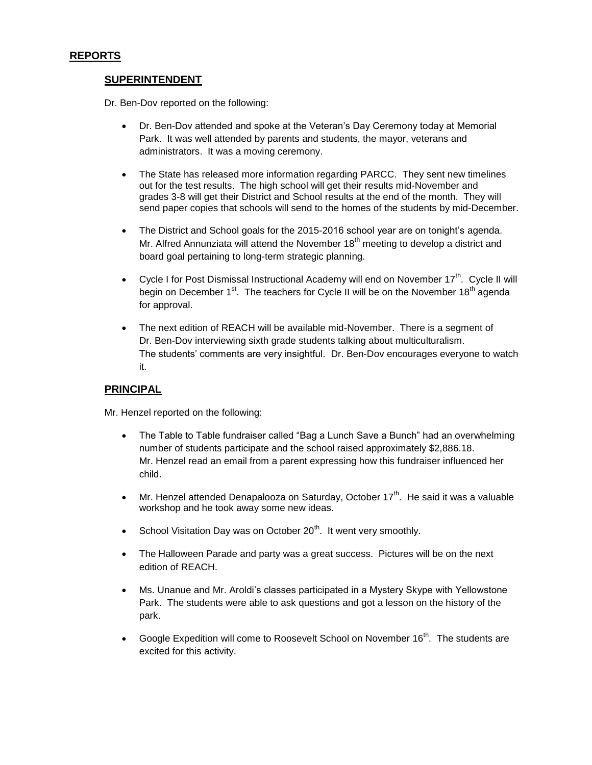## REPORTS

### SUPERINTENDENT

Dr. Ben-Dov reported on the following:

- Dr. Ben-Dov attended and spoke at the Veteran's Day Ceremony today at Memorial Park. It was well attended by parents and students, the mayor, veterans and administrators. It was a moving ceremony.
- The State has released more information regarding PARCC. They sent new timelines out for the test results. The high school will get their results mid-November and grades 3-8 will get their District and School results at the end of the month. They will send paper copies that schools will send to the homes of the students by mid-December.
- The District and School goals for the 2015-2016 school year are on tonight's agenda. Mr. Alfred Annunziata will attend the November 18th meeting to develop a district and board goal pertaining to long-term strategic planning.
- Cycle I for Post Dismissal Instructional Academy will end on November 17th. Cycle II will begin on December 1st. The teachers for Cycle II will be on the November 18th agenda for approval.
- The next edition of REACH will be available mid-November. There is a segment of Dr. Ben-Dov interviewing sixth grade students talking about multiculturalism. The students' comments are very insightful. Dr. Ben-Dov encourages everyone to watch it.

### PRINCIPAL

Mr. Henzel reported on the following:

- The Table to Table fundraiser called "Bag a Lunch Save a Bunch" had an overwhelming number of students participate and the school raised approximately $2,886.18. Mr. Henzel read an email from a parent expressing how this fundraiser influenced her child.
- Mr. Henzel attended Denapalooza on Saturday, October 17th. He said it was a valuable workshop and he took away some new ideas.
- School Visitation Day was on October 20th. It went very smoothly.
- The Halloween Parade and party was a great success. Pictures will be on the next edition of REACH.
- Ms. Unanue and Mr. Aroldi's classes participated in a Mystery Skype with Yellowstone Park. The students were able to ask questions and got a lesson on the history of the park.
- Google Expedition will come to Roosevelt School on November 16th. The students are excited for this activity.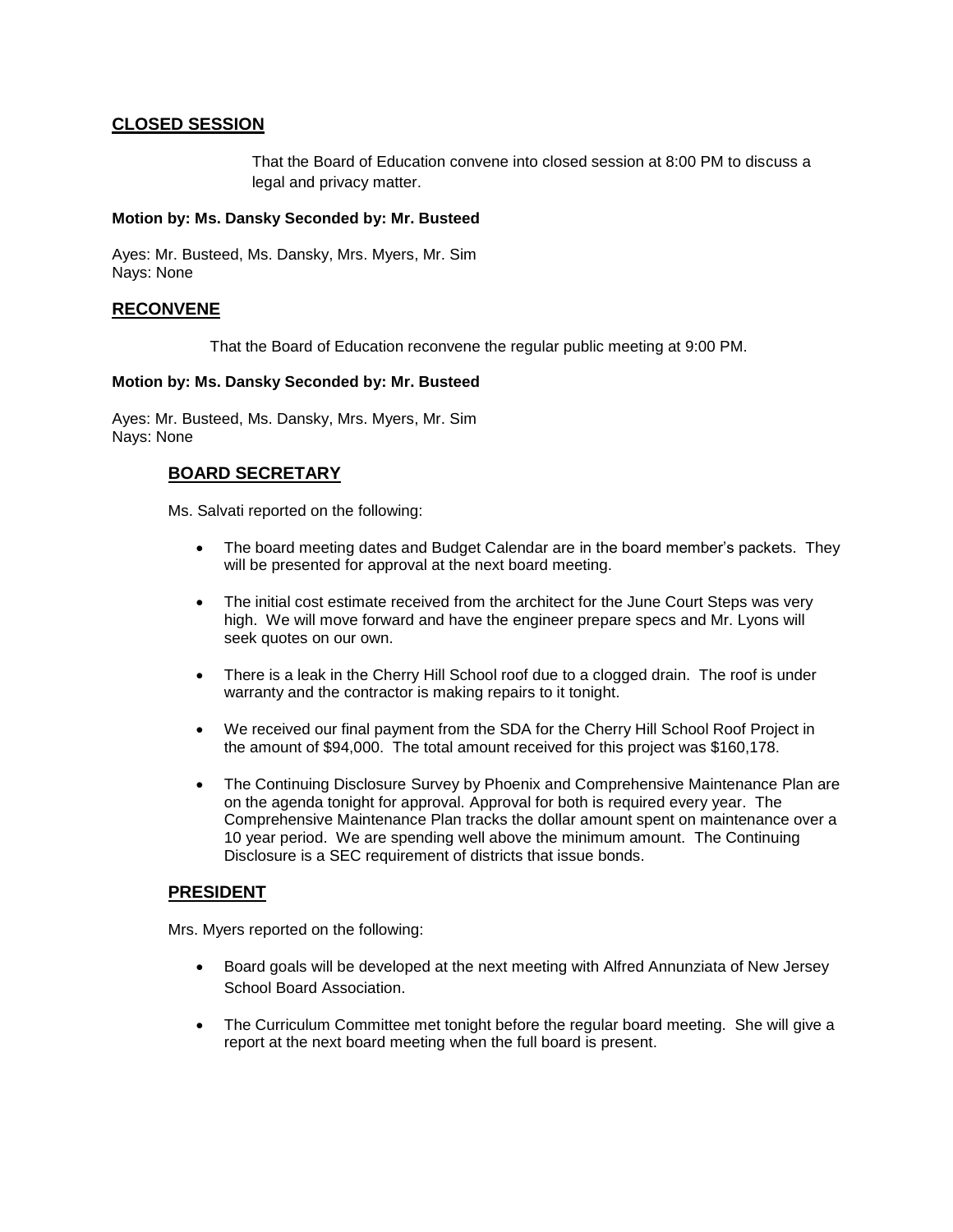## CLOSED SESSION

That the Board of Education convene into closed session at 8:00 PM to discuss a legal and privacy matter.

**Motion by: Ms. Dansky Seconded by: Mr. Busteed**

Ayes: Mr. Busteed, Ms. Dansky, Mrs. Myers, Mr. Sim
Nays: None

## RECONVENE

That the Board of Education reconvene the regular public meeting at 9:00 PM.

**Motion by: Ms. Dansky Seconded by: Mr. Busteed**

Ayes: Mr. Busteed, Ms. Dansky, Mrs. Myers, Mr. Sim
Nays: None

### BOARD SECRETARY

Ms. Salvati reported on the following:

- The board meeting dates and Budget Calendar are in the board member's packets. They will be presented for approval at the next board meeting.
- The initial cost estimate received from the architect for the June Court Steps was very high. We will move forward and have the engineer prepare specs and Mr. Lyons will seek quotes on our own.
- There is a leak in the Cherry Hill School roof due to a clogged drain. The roof is under warranty and the contractor is making repairs to it tonight.
- We received our final payment from the SDA for the Cherry Hill School Roof Project in the amount of $94,000. The total amount received for this project was $160,178.
- The Continuing Disclosure Survey by Phoenix and Comprehensive Maintenance Plan are on the agenda tonight for approval. Approval for both is required every year. The Comprehensive Maintenance Plan tracks the dollar amount spent on maintenance over a 10 year period. We are spending well above the minimum amount. The Continuing Disclosure is a SEC requirement of districts that issue bonds.

### PRESIDENT

Mrs. Myers reported on the following:

- Board goals will be developed at the next meeting with Alfred Annunziata of New Jersey School Board Association.
- The Curriculum Committee met tonight before the regular board meeting. She will give a report at the next board meeting when the full board is present.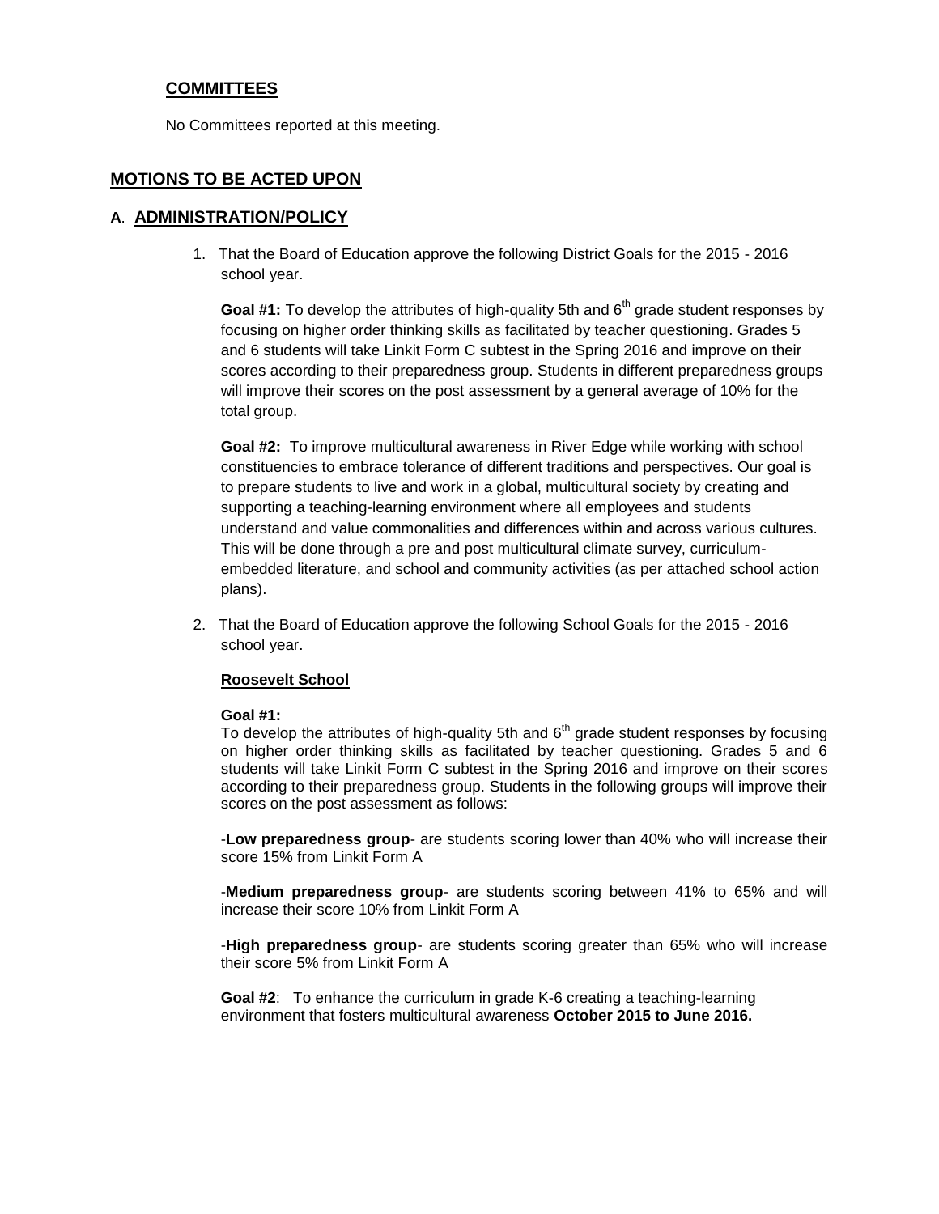## COMMITTEES

No Committees reported at this meeting.

## MOTIONS TO BE ACTED UPON

### A. ADMINISTRATION/POLICY

1. That the Board of Education approve the following District Goals for the 2015 - 2016 school year.

   **Goal #1:** To develop the attributes of high-quality 5th and 6th grade student responses by focusing on higher order thinking skills as facilitated by teacher questioning. Grades 5 and 6 students will take Linkit Form C subtest in the Spring 2016 and improve on their scores according to their preparedness group. Students in different preparedness groups will improve their scores on the post assessment by a general average of 10% for the total group.

   **Goal #2:** To improve multicultural awareness in River Edge while working with school constituencies to embrace tolerance of different traditions and perspectives. Our goal is to prepare students to live and work in a global, multicultural society by creating and supporting a teaching-learning environment where all employees and students understand and value commonalities and differences within and across various cultures. This will be done through a pre and post multicultural climate survey, curriculum-embedded literature, and school and community activities (as per attached school action plans).

2. That the Board of Education approve the following School Goals for the 2015 - 2016 school year.

   **Roosevelt School**

   **Goal #1:**
   To develop the attributes of high-quality 5th and 6th grade student responses by focusing on higher order thinking skills as facilitated by teacher questioning. Grades 5 and 6 students will take Linkit Form C subtest in the Spring 2016 and improve on their scores according to their preparedness group. Students in the following groups will improve their scores on the post assessment as follows:

   -**Low preparedness group**- are students scoring lower than 40% who will increase their score 15% from Linkit Form A

   -**Medium preparedness group**- are students scoring between 41% to 65% and will increase their score 10% from Linkit Form A

   -**High preparedness group**- are students scoring greater than 65% who will increase their score 5% from Linkit Form A

   **Goal #2**: To enhance the curriculum in grade K-6 creating a teaching-learning environment that fosters multicultural awareness **October 2015 to June 2016.**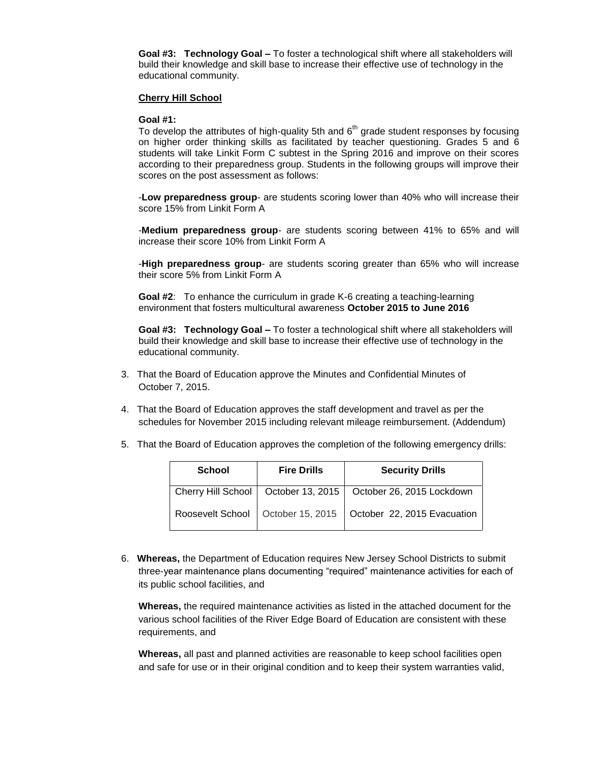**Goal #3: Technology Goal –** To foster a technological shift where all stakeholders will build their knowledge and skill base to increase their effective use of technology in the educational community.

**Cherry Hill School**

**Goal #1:**
To develop the attributes of high-quality 5th and 6th grade student responses by focusing on higher order thinking skills as facilitated by teacher questioning. Grades 5 and 6 students will take Linkit Form C subtest in the Spring 2016 and improve on their scores according to their preparedness group. Students in the following groups will improve their scores on the post assessment as follows:

-**Low preparedness group**- are students scoring lower than 40% who will increase their score 15% from Linkit Form A

-**Medium preparedness group**- are students scoring between 41% to 65% and will increase their score 10% from Linkit Form A

-**High preparedness group**- are students scoring greater than 65% who will increase their score 5% from Linkit Form A

**Goal #2**: To enhance the curriculum in grade K-6 creating a teaching-learning environment that fosters multicultural awareness **October 2015 to June 2016**

**Goal #3: Technology Goal –** To foster a technological shift where all stakeholders will build their knowledge and skill base to increase their effective use of technology in the educational community.

3. That the Board of Education approve the Minutes and Confidential Minutes of October 7, 2015.

4. That the Board of Education approves the staff development and travel as per the schedules for November 2015 including relevant mileage reimbursement. (Addendum)

5. That the Board of Education approves the completion of the following emergency drills:

| School | Fire Drills | Security Drills |
|---|---|---|
| Cherry Hill School | October 13, 2015 | October 26, 2015 Lockdown |
| Roosevelt School | October 15, 2015 | October 22, 2015 Evacuation |

6. **Whereas,** the Department of Education requires New Jersey School Districts to submit three-year maintenance plans documenting "required" maintenance activities for each of its public school facilities, and

   **Whereas,** the required maintenance activities as listed in the attached document for the various school facilities of the River Edge Board of Education are consistent with these requirements, and

   **Whereas,** all past and planned activities are reasonable to keep school facilities open and safe for use or in their original condition and to keep their system warranties valid,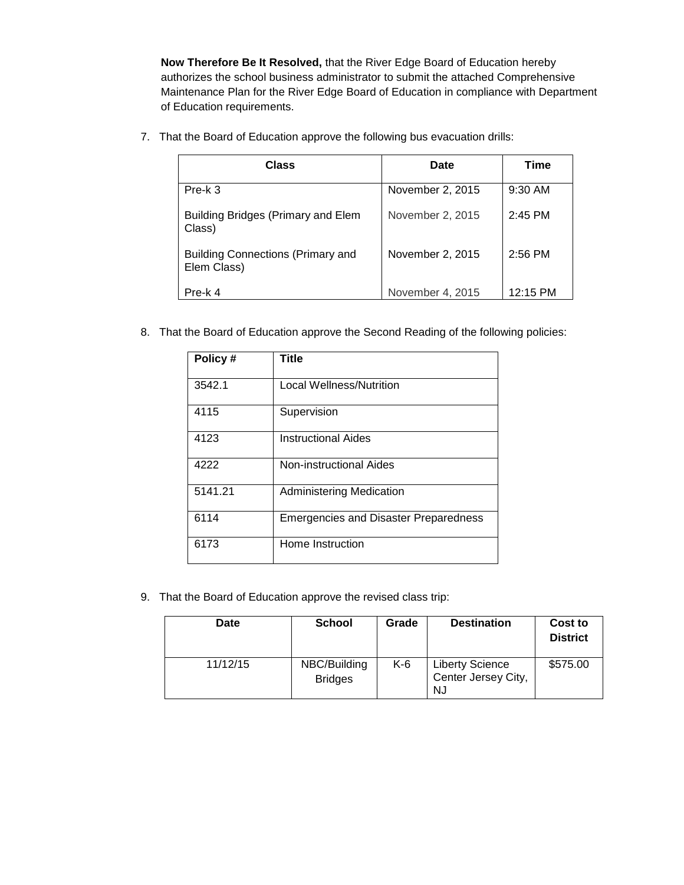**Now Therefore Be It Resolved,** that the River Edge Board of Education hereby authorizes the school business administrator to submit the attached Comprehensive Maintenance Plan for the River Edge Board of Education in compliance with Department of Education requirements.

7. That the Board of Education approve the following bus evacuation drills:

| Class | Date | Time |
|---|---|---|
| Pre-k 3 | November 2, 2015 | 9:30 AM |
| Building Bridges (Primary and Elem Class) | November 2, 2015 | 2:45 PM |
| Building Connections (Primary and Elem Class) | November 2, 2015 | 2:56 PM |
| Pre-k 4 | November 4, 2015 | 12:15 PM |

8. That the Board of Education approve the Second Reading of the following policies:

| Policy # | Title |
|---|---|
| 3542.1 | Local Wellness/Nutrition |
| 4115 | Supervision |
| 4123 | Instructional Aides |
| 4222 | Non-instructional Aides |
| 5141.21 | Administering Medication |
| 6114 | Emergencies and Disaster Preparedness |
| 6173 | Home Instruction |

9. That the Board of Education approve the revised class trip:

| Date | School | Grade | Destination | Cost to District |
|---|---|---|---|---|
| 11/12/15 | NBC/Building Bridges | K-6 | Liberty Science Center Jersey City, NJ | $575.00 |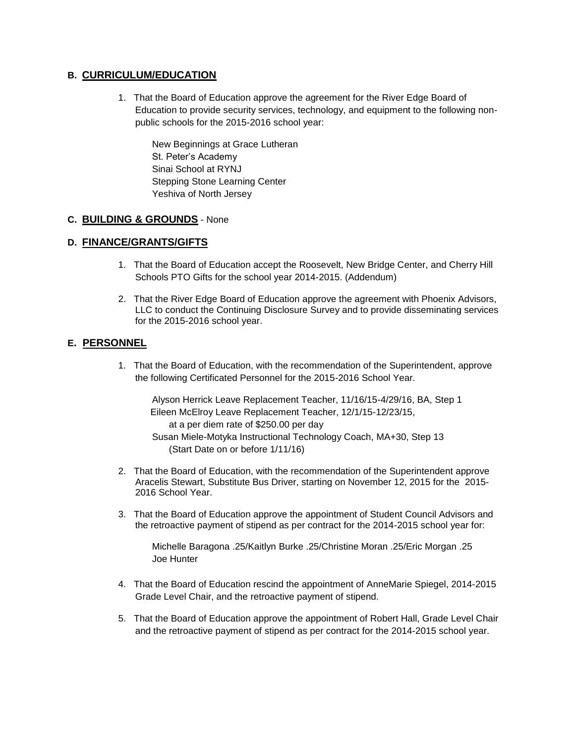## B. <u>CURRICULUM/EDUCATION</u>

1. That the Board of Education approve the agreement for the River Edge Board of Education to provide security services, technology, and equipment to the following non-public schools for the 2015-2016 school year:

   New Beginnings at Grace Lutheran
   St. Peter's Academy
   Sinai School at RYNJ
   Stepping Stone Learning Center
   Yeshiva of North Jersey

## C. <u>BUILDING & GROUNDS</u> - None

## D. <u>FINANCE/GRANTS/GIFTS</u>

1. That the Board of Education accept the Roosevelt, New Bridge Center, and Cherry Hill Schools PTO Gifts for the school year 2014-2015. (Addendum)

2. That the River Edge Board of Education approve the agreement with Phoenix Advisors, LLC to conduct the Continuing Disclosure Survey and to provide disseminating services for the 2015-2016 school year.

## E. <u>PERSONNEL</u>

1. That the Board of Education, with the recommendation of the Superintendent, approve the following Certificated Personnel for the 2015-2016 School Year.

   Alyson Herrick Leave Replacement Teacher, 11/16/15-4/29/16, BA, Step 1
   Eileen McElroy Leave Replacement Teacher, 12/1/15-12/23/15,
   at a per diem rate of $250.00 per day
   Susan Miele-Motyka Instructional Technology Coach, MA+30, Step 13
   (Start Date on or before 1/11/16)

2. That the Board of Education, with the recommendation of the Superintendent approve Aracelis Stewart, Substitute Bus Driver, starting on November 12, 2015 for the 2015-2016 School Year.

3. That the Board of Education approve the appointment of Student Council Advisors and the retroactive payment of stipend as per contract for the 2014-2015 school year for:

   Michelle Baragona .25/Kaitlyn Burke .25/Christine Moran .25/Eric Morgan .25
   Joe Hunter

4. That the Board of Education rescind the appointment of AnneMarie Spiegel, 2014-2015 Grade Level Chair, and the retroactive payment of stipend.

5. That the Board of Education approve the appointment of Robert Hall, Grade Level Chair and the retroactive payment of stipend as per contract for the 2014-2015 school year.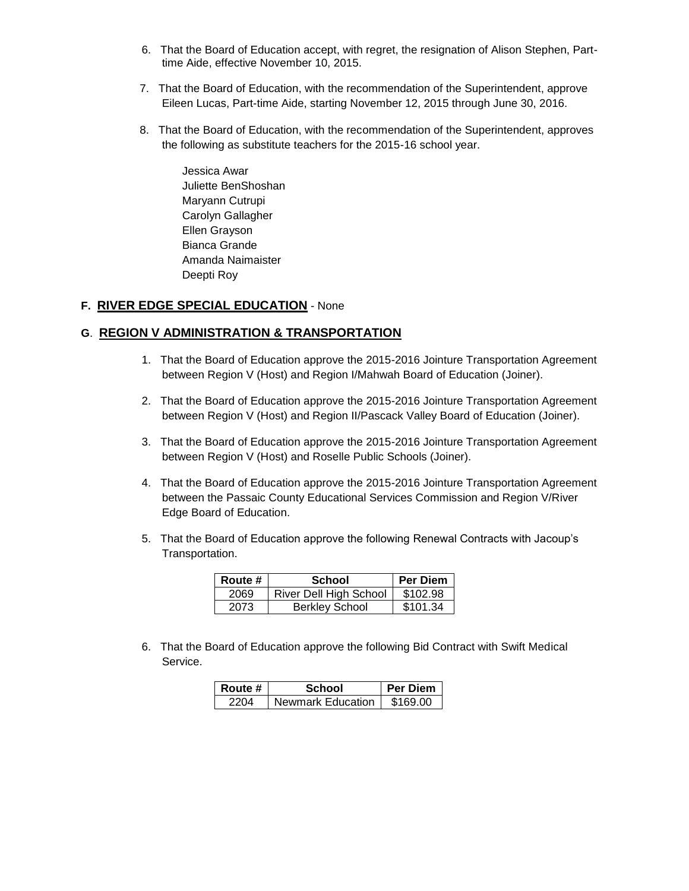6. That the Board of Education accept, with regret, the resignation of Alison Stephen, Part-time Aide, effective November 10, 2015.

7. That the Board of Education, with the recommendation of the Superintendent, approve Eileen Lucas, Part-time Aide, starting November 12, 2015 through June 30, 2016.

8. That the Board of Education, with the recommendation of the Superintendent, approves the following as substitute teachers for the 2015-16 school year.

   Jessica Awar
   Juliette BenShoshan
   Maryann Cutrupi
   Carolyn Gallagher
   Ellen Grayson
   Bianca Grande
   Amanda Naimaister
   Deepti Roy

**F. RIVER EDGE SPECIAL EDUCATION** - None

**G. REGION V ADMINISTRATION & TRANSPORTATION**

1. That the Board of Education approve the 2015-2016 Jointure Transportation Agreement between Region V (Host) and Region I/Mahwah Board of Education (Joiner).

2. That the Board of Education approve the 2015-2016 Jointure Transportation Agreement between Region V (Host) and Region II/Pascack Valley Board of Education (Joiner).

3. That the Board of Education approve the 2015-2016 Jointure Transportation Agreement between Region V (Host) and Roselle Public Schools (Joiner).

4. That the Board of Education approve the 2015-2016 Jointure Transportation Agreement between the Passaic County Educational Services Commission and Region V/River Edge Board of Education.

5. That the Board of Education approve the following Renewal Contracts with Jacoup's Transportation.

| Route # | School | Per Diem |
| --- | --- | --- |
| 2069 | River Dell High School | $102.98 |
| 2073 | Berkley School | $101.34 |

6. That the Board of Education approve the following Bid Contract with Swift Medical Service.

| Route # | School | Per Diem |
| --- | --- | --- |
| 2204 | Newmark Education | $169.00 |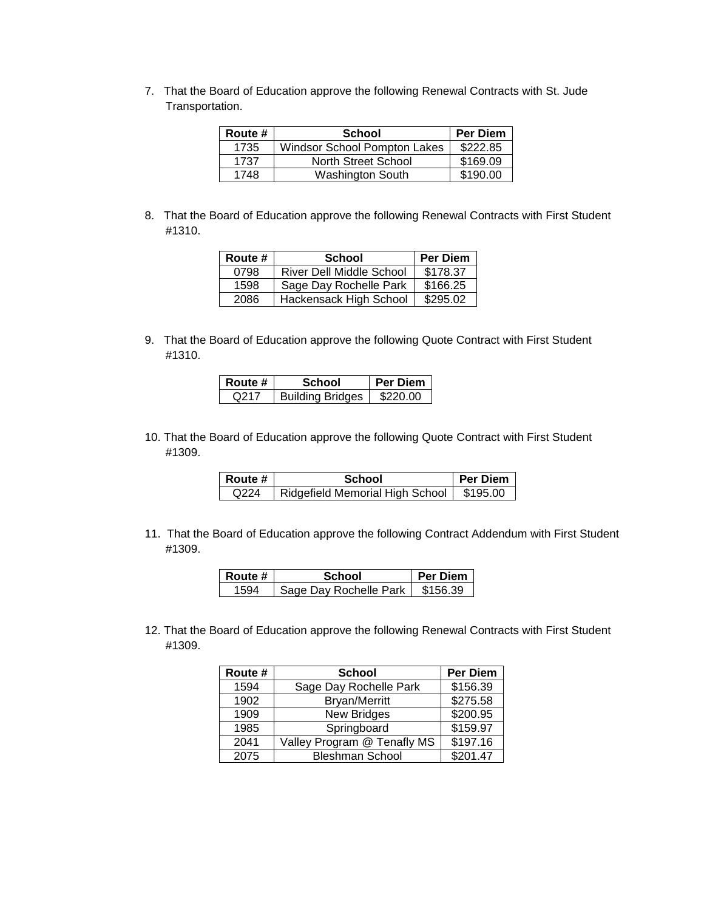7. That the Board of Education approve the following Renewal Contracts with St. Jude Transportation.

| Route # | School | Per Diem |
| --- | --- | --- |
| 1735 | Windsor School Pompton Lakes | $222.85 |
| 1737 | North Street School | $169.09 |
| 1748 | Washington South | $190.00 |

8. That the Board of Education approve the following Renewal Contracts with First Student #1310.

| Route # | School | Per Diem |
| --- | --- | --- |
| 0798 | River Dell Middle School | $178.37 |
| 1598 | Sage Day Rochelle Park | $166.25 |
| 2086 | Hackensack High School | $295.02 |

9. That the Board of Education approve the following Quote Contract with First Student #1310.

| Route # | School | Per Diem |
| --- | --- | --- |
| Q217 | Building Bridges | $220.00 |

10. That the Board of Education approve the following Quote Contract with First Student #1309.

| Route # | School | Per Diem |
| --- | --- | --- |
| Q224 | Ridgefield Memorial High School | $195.00 |

11. That the Board of Education approve the following Contract Addendum with First Student #1309.

| Route # | School | Per Diem |
| --- | --- | --- |
| 1594 | Sage Day Rochelle Park | $156.39 |

12. That the Board of Education approve the following Renewal Contracts with First Student #1309.

| Route # | School | Per Diem |
| --- | --- | --- |
| 1594 | Sage Day Rochelle Park | $156.39 |
| 1902 | Bryan/Merritt | $275.58 |
| 1909 | New Bridges | $200.95 |
| 1985 | Springboard | $159.97 |
| 2041 | Valley Program @ Tenafly MS | $197.16 |
| 2075 | Bleshman School | $201.47 |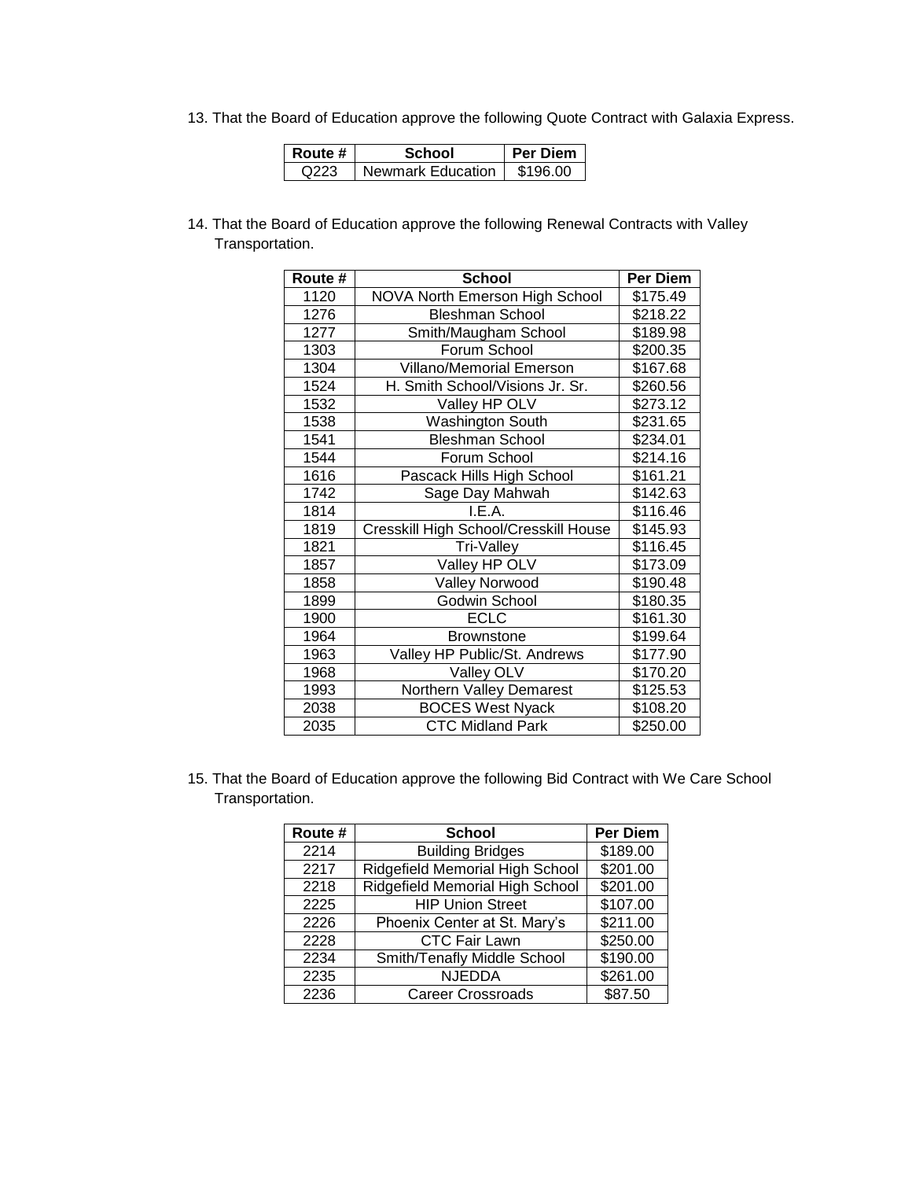13. That the Board of Education approve the following Quote Contract with Galaxia Express.

| Route # | School | Per Diem |
|---|---|---|
| Q223 | Newmark Education | $196.00 |

14. That the Board of Education approve the following Renewal Contracts with Valley Transportation.

| Route # | School | Per Diem |
|---|---|---|
| 1120 | NOVA North Emerson High School | $175.49 |
| 1276 | Bleshman School | $218.22 |
| 1277 | Smith/Maugham School | $189.98 |
| 1303 | Forum School | $200.35 |
| 1304 | Villano/Memorial Emerson | $167.68 |
| 1524 | H. Smith School/Visions Jr. Sr. | $260.56 |
| 1532 | Valley HP OLV | $273.12 |
| 1538 | Washington South | $231.65 |
| 1541 | Bleshman School | $234.01 |
| 1544 | Forum School | $214.16 |
| 1616 | Pascack Hills High School | $161.21 |
| 1742 | Sage Day Mahwah | $142.63 |
| 1814 | I.E.A. | $116.46 |
| 1819 | Cresskill High School/Cresskill House | $145.93 |
| 1821 | Tri-Valley | $116.45 |
| 1857 | Valley HP OLV | $173.09 |
| 1858 | Valley Norwood | $190.48 |
| 1899 | Godwin School | $180.35 |
| 1900 | ECLC | $161.30 |
| 1964 | Brownstone | $199.64 |
| 1963 | Valley HP Public/St. Andrews | $177.90 |
| 1968 | Valley OLV | $170.20 |
| 1993 | Northern Valley Demarest | $125.53 |
| 2038 | BOCES West Nyack | $108.20 |
| 2035 | CTC Midland Park | $250.00 |

15. That the Board of Education approve the following Bid Contract with We Care School Transportation.

| Route # | School | Per Diem |
|---|---|---|
| 2214 | Building Bridges | $189.00 |
| 2217 | Ridgefield Memorial High School | $201.00 |
| 2218 | Ridgefield Memorial High School | $201.00 |
| 2225 | HIP Union Street | $107.00 |
| 2226 | Phoenix Center at St. Mary's | $211.00 |
| 2228 | CTC Fair Lawn | $250.00 |
| 2234 | Smith/Tenafly Middle School | $190.00 |
| 2235 | NJEDDA | $261.00 |
| 2236 | Career Crossroads | $87.50 |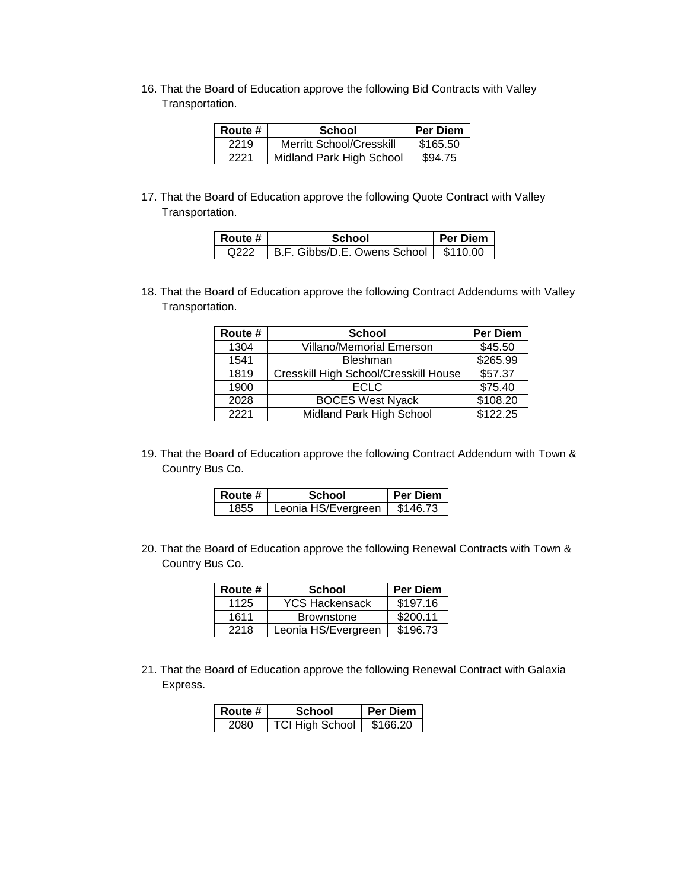16. That the Board of Education approve the following Bid Contracts with Valley Transportation.

| Route # | School | Per Diem |
|---|---|---|
| 2219 | Merritt School/Cresskill | $165.50 |
| 2221 | Midland Park High School | $94.75 |

17. That the Board of Education approve the following Quote Contract with Valley Transportation.

| Route # | School | Per Diem |
|---|---|---|
| Q222 | B.F. Gibbs/D.E. Owens School | $110.00 |

18. That the Board of Education approve the following Contract Addendums with Valley Transportation.

| Route # | School | Per Diem |
|---|---|---|
| 1304 | Villano/Memorial Emerson | $45.50 |
| 1541 | Bleshman | $265.99 |
| 1819 | Cresskill High School/Cresskill House | $57.37 |
| 1900 | ECLC | $75.40 |
| 2028 | BOCES West Nyack | $108.20 |
| 2221 | Midland Park High School | $122.25 |

19. That the Board of Education approve the following Contract Addendum with Town & Country Bus Co.

| Route # | School | Per Diem |
|---|---|---|
| 1855 | Leonia HS/Evergreen | $146.73 |

20. That the Board of Education approve the following Renewal Contracts with Town & Country Bus Co.

| Route # | School | Per Diem |
|---|---|---|
| 1125 | YCS Hackensack | $197.16 |
| 1611 | Brownstone | $200.11 |
| 2218 | Leonia HS/Evergreen | $196.73 |

21. That the Board of Education approve the following Renewal Contract with Galaxia Express.

| Route # | School | Per Diem |
|---|---|---|
| 2080 | TCI High School | $166.20 |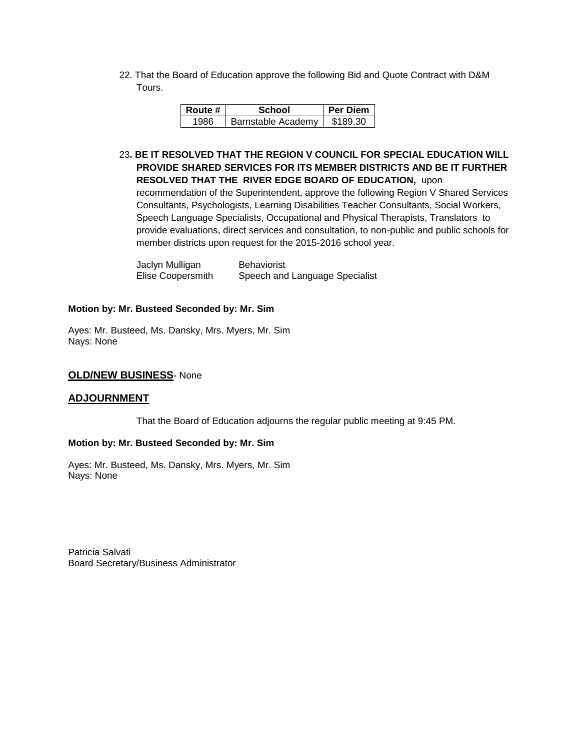22. That the Board of Education approve the following Bid and Quote Contract with D&M Tours.

| Route # | School | Per Diem |
|---|---|---|
| 1986 | Barnstable Academy | $189.30 |

23. **BE IT RESOLVED THAT THE REGION V COUNCIL FOR SPECIAL EDUCATION WILL PROVIDE SHARED SERVICES FOR ITS MEMBER DISTRICTS AND BE IT FURTHER RESOLVED THAT THE RIVER EDGE BOARD OF EDUCATION,** upon recommendation of the Superintendent, approve the following Region V Shared Services Consultants, Psychologists, Learning Disabilities Teacher Consultants, Social Workers, Speech Language Specialists, Occupational and Physical Therapists, Translators to provide evaluations, direct services and consultation, to non-public and public schools for member districts upon request for the 2015-2016 school year.

| | |
|---|---|
| Jaclyn Mulligan | Behaviorist |
| Elise Coopersmith | Speech and Language Specialist |

**Motion by: Mr. Busteed Seconded by: Mr. Sim**

Ayes: Mr. Busteed, Ms. Dansky, Mrs. Myers, Mr. Sim
Nays: None

## OLD/NEW BUSINESS- None

## ADJOURNMENT

That the Board of Education adjourns the regular public meeting at 9:45 PM.

**Motion by: Mr. Busteed Seconded by: Mr. Sim**

Ayes: Mr. Busteed, Ms. Dansky, Mrs. Myers, Mr. Sim
Nays: None

Patricia Salvati
Board Secretary/Business Administrator